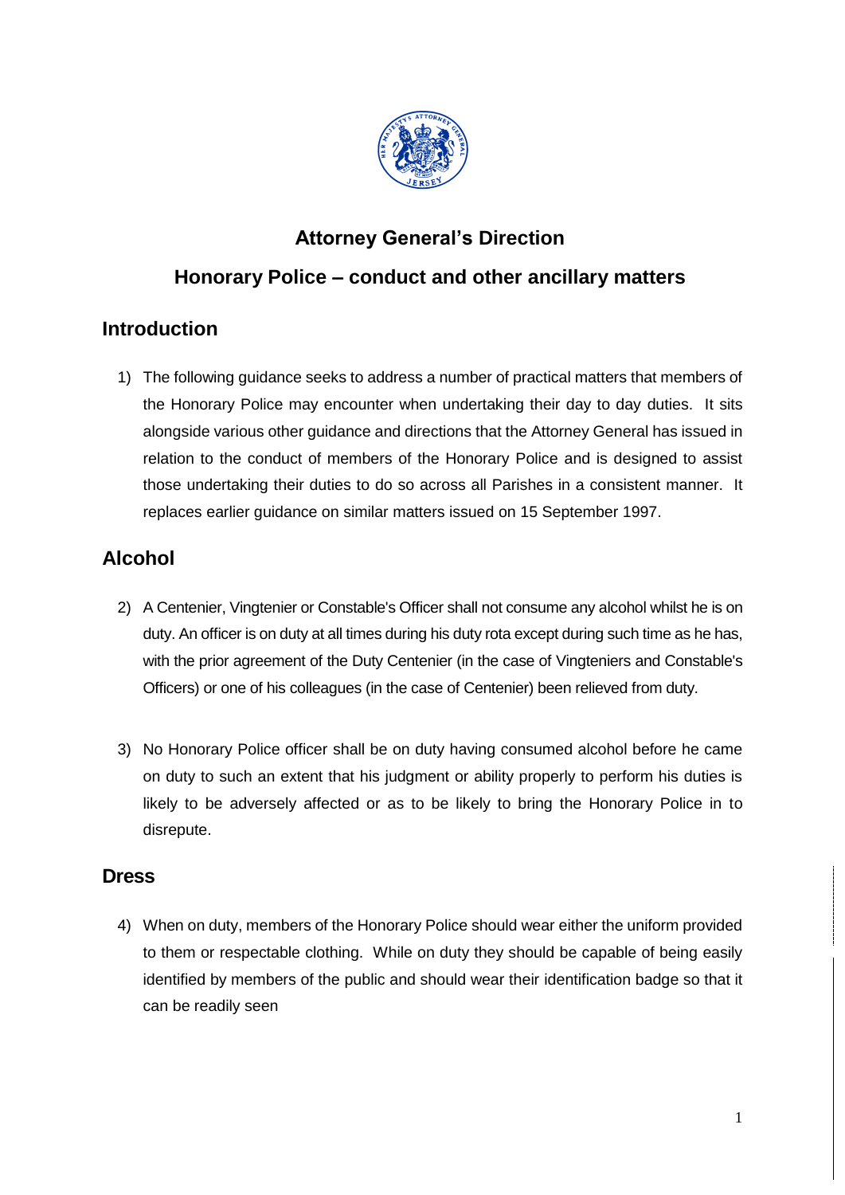# Attorney General's Direction

## Honorary Police – conduct and other ancillary matters

## Introduction

1) The following guidance seeks to address a number of practical matters that members of the Honorary Police may encounter when undertaking their day to day duties. It sits alongside various other guidance and directions that the Attorney General has issued in relation to the conduct of members of the Honorary Police and is designed to assist those undertaking their duties to do so across all Parishes in a consistent manner. It replaces earlier guidance on similar matters issued on 15 September 1997.

## Alcohol

2) A Centenier, Vingtenier or Constable's Officer shall not consume any alcohol whilst he is on duty. An officer is on duty at all times during his duty rota except during such time as he has, with the prior agreement of the Duty Centenier (in the case of Vingteniers and Constable's Officers) or one of his colleagues (in the case of Centenier) been relieved from duty.

3) No Honorary Police officer shall be on duty having consumed alcohol before he came on duty to such an extent that his judgment or ability properly to perform his duties is likely to be adversely affected or as to be likely to bring the Honorary Police in to disrepute.

## Dress

4) When on duty, members of the Honorary Police should wear either the uniform provided to them or respectable clothing. While on duty they should be capable of being easily identified by members of the public and should wear their identification badge so that it can be readily seen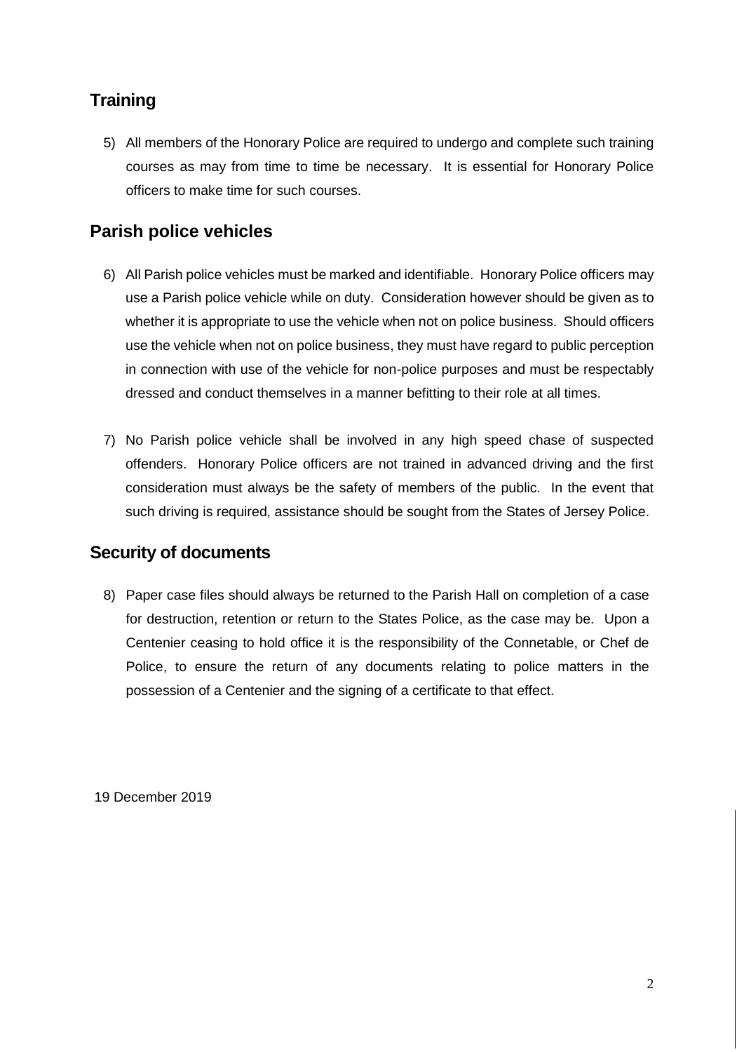## Training

5) All members of the Honorary Police are required to undergo and complete such training courses as may from time to time be necessary. It is essential for Honorary Police officers to make time for such courses.

## Parish police vehicles

6) All Parish police vehicles must be marked and identifiable. Honorary Police officers may use a Parish police vehicle while on duty. Consideration however should be given as to whether it is appropriate to use the vehicle when not on police business. Should officers use the vehicle when not on police business, they must have regard to public perception in connection with use of the vehicle for non-police purposes and must be respectably dressed and conduct themselves in a manner befitting to their role at all times.

7) No Parish police vehicle shall be involved in any high speed chase of suspected offenders. Honorary Police officers are not trained in advanced driving and the first consideration must always be the safety of members of the public. In the event that such driving is required, assistance should be sought from the States of Jersey Police.

## Security of documents

8) Paper case files should always be returned to the Parish Hall on completion of a case for destruction, retention or return to the States Police, as the case may be. Upon a Centenier ceasing to hold office it is the responsibility of the Connetable, or Chef de Police, to ensure the return of any documents relating to police matters in the possession of a Centenier and the signing of a certificate to that effect.

19 December 2019